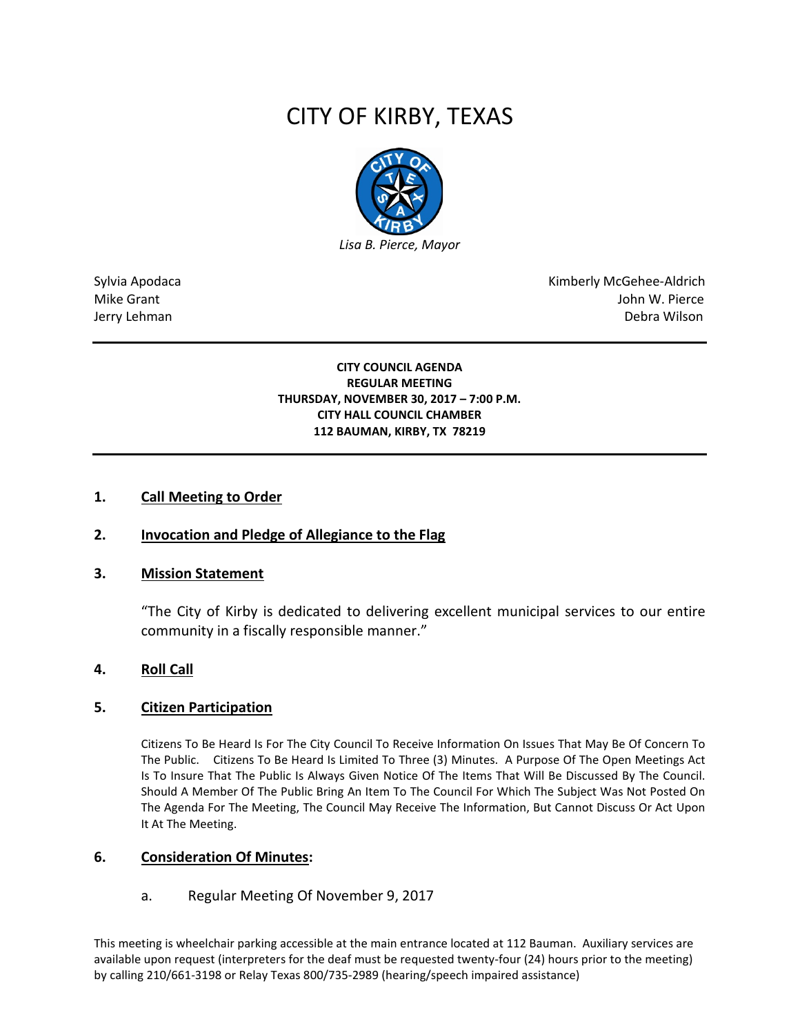# CITY OF KIRBY, TEXAS

*Lisa B. Pierce, Mayor*

Sylvia Apodaca
Mike Grant
Jerry Lehman

Kimberly McGehee-Aldrich
John W. Pierce
Debra Wilson

---

**CITY COUNCIL AGENDA**
**REGULAR MEETING**
**THURSDAY, NOVEMBER 30, 2017 – 7:00 P.M.**
**CITY HALL COUNCIL CHAMBER**
**112 BAUMAN, KIRBY, TX 78219**

---

## 1. Call Meeting to Order

## 2. Invocation and Pledge of Allegiance to the Flag

## 3. Mission Statement

"The City of Kirby is dedicated to delivering excellent municipal services to our entire community in a fiscally responsible manner."

## 4. Roll Call

## 5. Citizen Participation

Citizens To Be Heard Is For The City Council To Receive Information On Issues That May Be Of Concern To The Public. Citizens To Be Heard Is Limited To Three (3) Minutes. A Purpose Of The Open Meetings Act Is To Insure That The Public Is Always Given Notice Of The Items That Will Be Discussed By The Council. Should A Member Of The Public Bring An Item To The Council For Which The Subject Was Not Posted On The Agenda For The Meeting, The Council May Receive The Information, But Cannot Discuss Or Act Upon It At The Meeting.

## 6. Consideration Of Minutes:

a. Regular Meeting Of November 9, 2017

This meeting is wheelchair parking accessible at the main entrance located at 112 Bauman. Auxiliary services are available upon request (interpreters for the deaf must be requested twenty-four (24) hours prior to the meeting) by calling 210/661-3198 or Relay Texas 800/735-2989 (hearing/speech impaired assistance)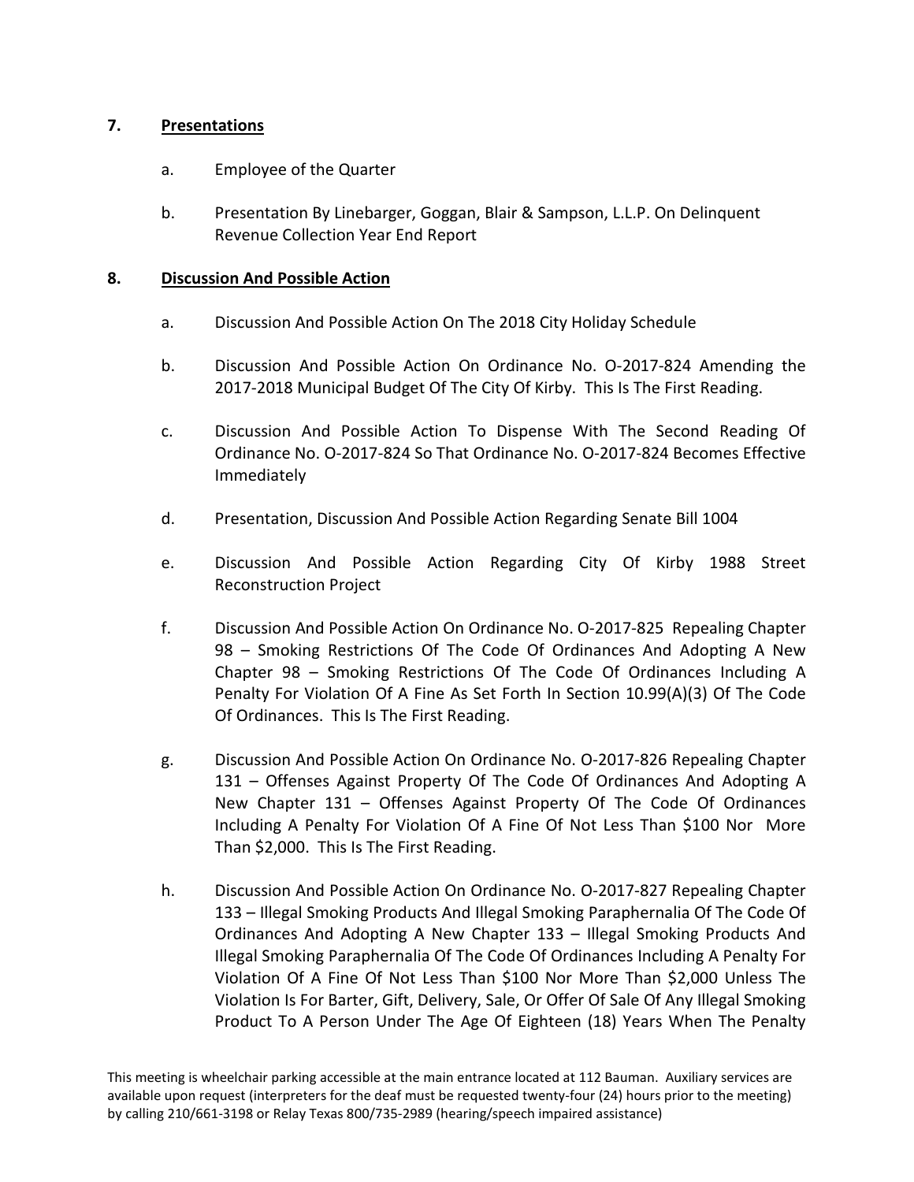## 7. Presentations

a. Employee of the Quarter

b. Presentation By Linebarger, Goggan, Blair & Sampson, L.L.P. On Delinquent Revenue Collection Year End Report

## 8. Discussion And Possible Action

a. Discussion And Possible Action On The 2018 City Holiday Schedule

b. Discussion And Possible Action On Ordinance No. O-2017-824 Amending the 2017-2018 Municipal Budget Of The City Of Kirby. This Is The First Reading.

c. Discussion And Possible Action To Dispense With The Second Reading Of Ordinance No. O-2017-824 So That Ordinance No. O-2017-824 Becomes Effective Immediately

d. Presentation, Discussion And Possible Action Regarding Senate Bill 1004

e. Discussion And Possible Action Regarding City Of Kirby 1988 Street Reconstruction Project

f. Discussion And Possible Action On Ordinance No. O-2017-825 Repealing Chapter 98 – Smoking Restrictions Of The Code Of Ordinances And Adopting A New Chapter 98 – Smoking Restrictions Of The Code Of Ordinances Including A Penalty For Violation Of A Fine As Set Forth In Section 10.99(A)(3) Of The Code Of Ordinances. This Is The First Reading.

g. Discussion And Possible Action On Ordinance No. O-2017-826 Repealing Chapter 131 – Offenses Against Property Of The Code Of Ordinances And Adopting A New Chapter 131 – Offenses Against Property Of The Code Of Ordinances Including A Penalty For Violation Of A Fine Of Not Less Than $100 Nor More Than $2,000. This Is The First Reading.

h. Discussion And Possible Action On Ordinance No. O-2017-827 Repealing Chapter 133 – Illegal Smoking Products And Illegal Smoking Paraphernalia Of The Code Of Ordinances And Adopting A New Chapter 133 – Illegal Smoking Products And Illegal Smoking Paraphernalia Of The Code Of Ordinances Including A Penalty For Violation Of A Fine Of Not Less Than $100 Nor More Than $2,000 Unless The Violation Is For Barter, Gift, Delivery, Sale, Or Offer Of Sale Of Any Illegal Smoking Product To A Person Under The Age Of Eighteen (18) Years When The Penalty

This meeting is wheelchair parking accessible at the main entrance located at 112 Bauman. Auxiliary services are available upon request (interpreters for the deaf must be requested twenty-four (24) hours prior to the meeting) by calling 210/661-3198 or Relay Texas 800/735-2989 (hearing/speech impaired assistance)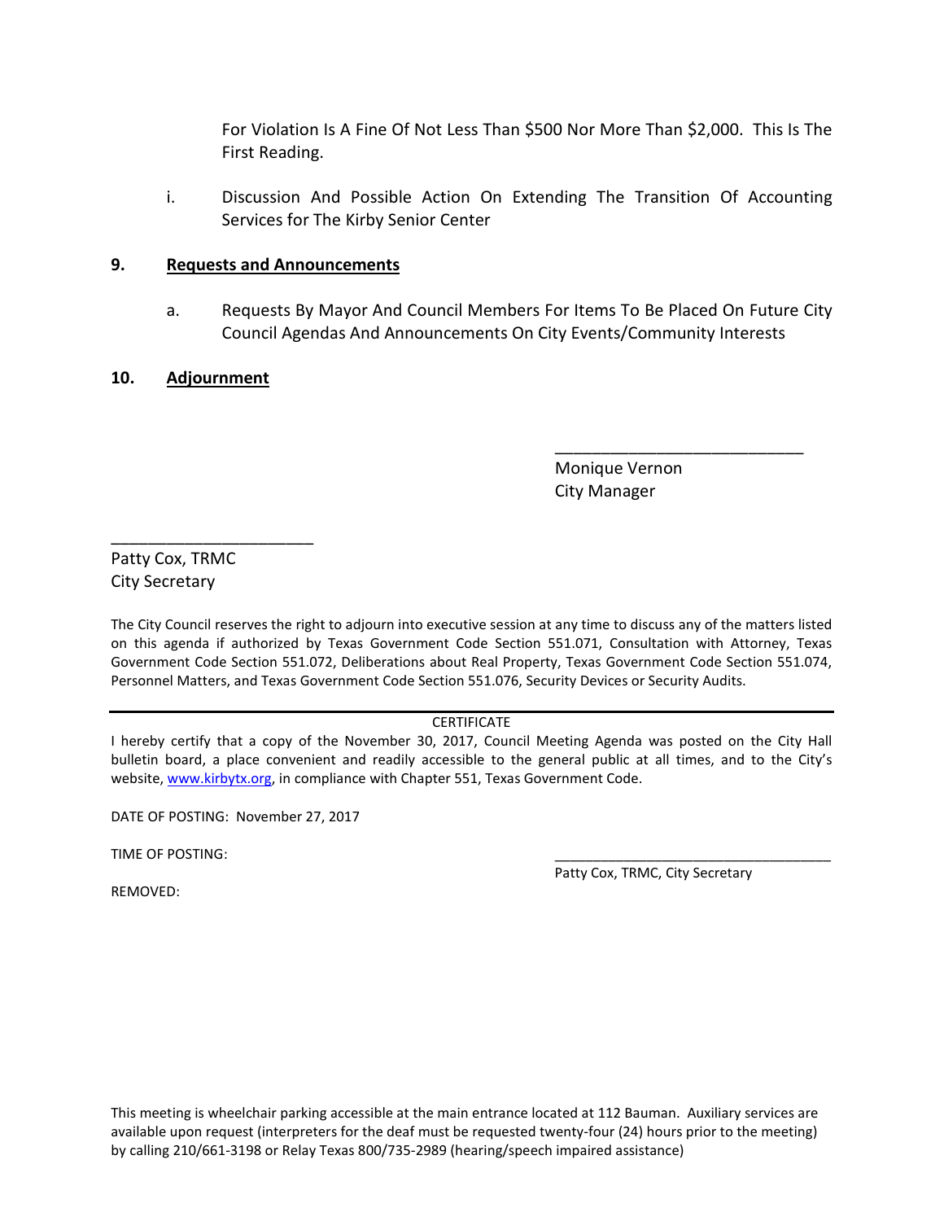For Violation Is A Fine Of Not Less Than $500 Nor More Than $2,000. This Is The First Reading.

i. Discussion And Possible Action On Extending The Transition Of Accounting Services for The Kirby Senior Center

**9. <u>Requests and Announcements</u>**

a. Requests By Mayor And Council Members For Items To Be Placed On Future City Council Agendas And Announcements On City Events/Community Interests

**10. <u>Adjournment</u>**

\_\_\_\_\_\_\_\_\_\_\_\_\_\_\_\_\_\_\_\_\_\_\_\_\_\_\_\_
Monique Vernon
City Manager

\_\_\_\_\_\_\_\_\_\_\_\_\_\_\_\_\_\_\_\_\_\_\_
Patty Cox, TRMC
City Secretary

The City Council reserves the right to adjourn into executive session at any time to discuss any of the matters listed on this agenda if authorized by Texas Government Code Section 551.071, Consultation with Attorney, Texas Government Code Section 551.072, Deliberations about Real Property, Texas Government Code Section 551.074, Personnel Matters, and Texas Government Code Section 551.076, Security Devices or Security Audits.

---

CERTIFICATE

I hereby certify that a copy of the November 30, 2017, Council Meeting Agenda was posted on the City Hall bulletin board, a place convenient and readily accessible to the general public at all times, and to the City's website, [www.kirbytx.org](http://www.kirbytx.org), in compliance with Chapter 551, Texas Government Code.

DATE OF POSTING: November 27, 2017

TIME OF POSTING:

\_\_\_\_\_\_\_\_\_\_\_\_\_\_\_\_\_\_\_\_\_\_\_\_\_\_\_\_\_\_\_\_\_\_
Patty Cox, TRMC, City Secretary

REMOVED:

This meeting is wheelchair parking accessible at the main entrance located at 112 Bauman. Auxiliary services are available upon request (interpreters for the deaf must be requested twenty-four (24) hours prior to the meeting) by calling 210/661-3198 or Relay Texas 800/735-2989 (hearing/speech impaired assistance)